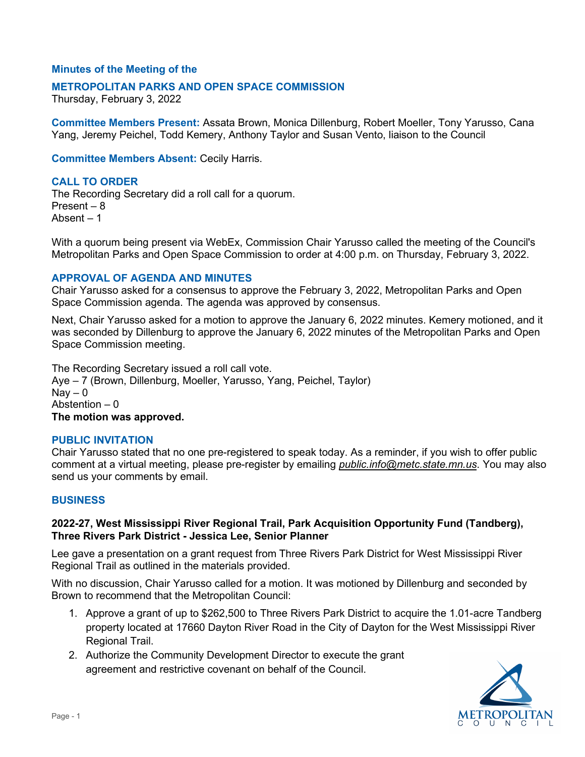**Minutes of the Meeting of the**

## METROPOLITAN PARKS AND OPEN SPACE COMMISSION

Thursday, February 3, 2022

**Committee Members Present:** Assata Brown, Monica Dillenburg, Robert Moeller, Tony Yarusso, Cana Yang, Jeremy Peichel, Todd Kemery, Anthony Taylor and Susan Vento, liaison to the Council

**Committee Members Absent:** Cecily Harris.

### CALL TO ORDER

The Recording Secretary did a roll call for a quorum.
Present – 8
Absent – 1

With a quorum being present via WebEx, Commission Chair Yarusso called the meeting of the Council's Metropolitan Parks and Open Space Commission to order at 4:00 p.m. on Thursday, February 3, 2022.

### APPROVAL OF AGENDA AND MINUTES

Chair Yarusso asked for a consensus to approve the February 3, 2022, Metropolitan Parks and Open Space Commission agenda. The agenda was approved by consensus.

Next, Chair Yarusso asked for a motion to approve the January 6, 2022 minutes. Kemery motioned, and it was seconded by Dillenburg to approve the January 6, 2022 minutes of the Metropolitan Parks and Open Space Commission meeting.

The Recording Secretary issued a roll call vote.
Aye – 7 (Brown, Dillenburg, Moeller, Yarusso, Yang, Peichel, Taylor)
Nay – 0
Abstention – 0
**The motion was approved.**

### PUBLIC INVITATION

Chair Yarusso stated that no one pre-registered to speak today. As a reminder, if you wish to offer public comment at a virtual meeting, please pre-register by emailing *public.info@metc.state.mn.us*. You may also send us your comments by email.

### BUSINESS

**2022-27, West Mississippi River Regional Trail, Park Acquisition Opportunity Fund (Tandberg), Three Rivers Park District - Jessica Lee, Senior Planner**

Lee gave a presentation on a grant request from Three Rivers Park District for West Mississippi River Regional Trail as outlined in the materials provided.

With no discussion, Chair Yarusso called for a motion. It was motioned by Dillenburg and seconded by Brown to recommend that the Metropolitan Council:

1. Approve a grant of up to $262,500 to Three Rivers Park District to acquire the 1.01-acre Tandberg property located at 17660 Dayton River Road in the City of Dayton for the West Mississippi River Regional Trail.
2. Authorize the Community Development Director to execute the grant agreement and restrictive covenant on behalf of the Council.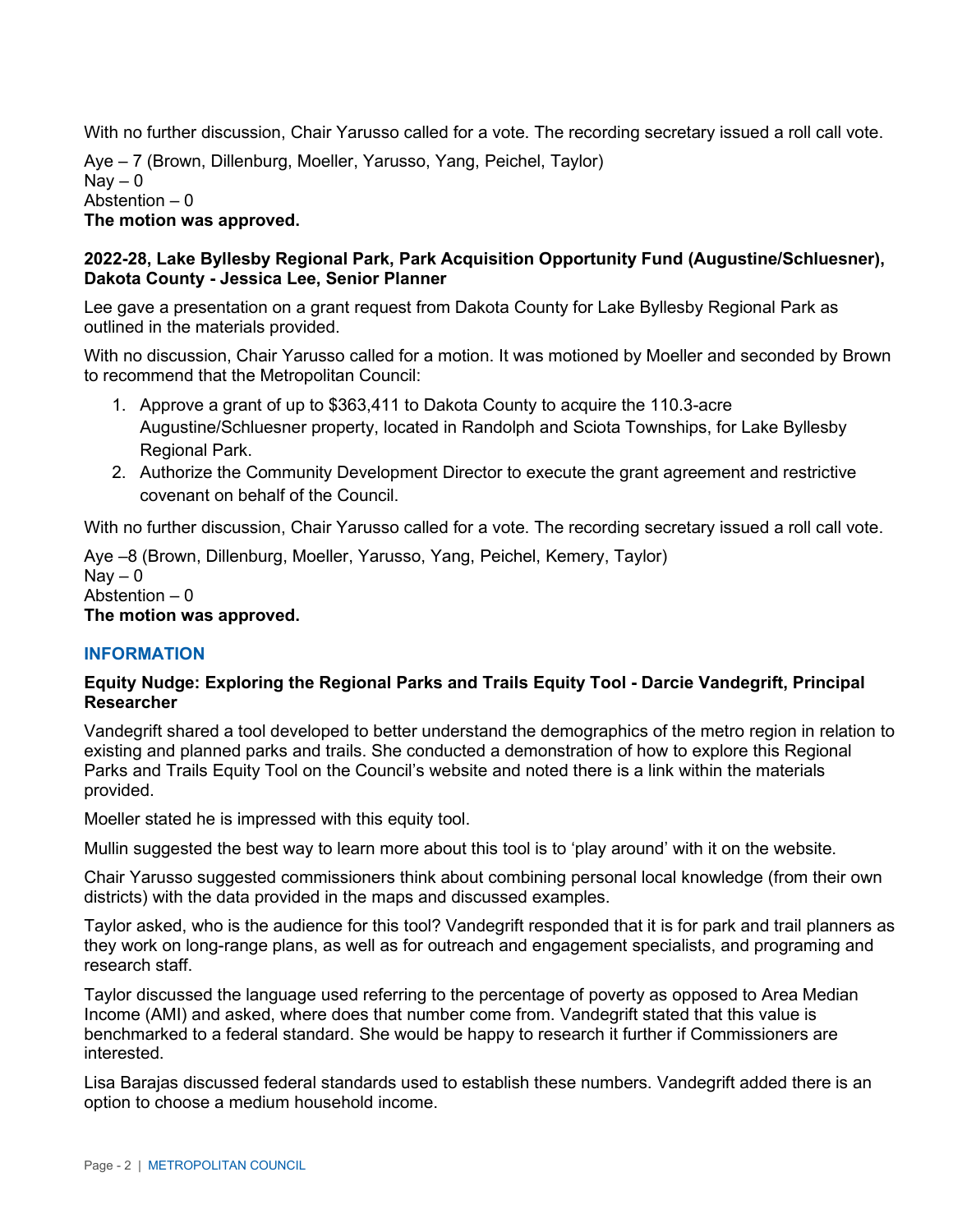With no further discussion, Chair Yarusso called for a vote. The recording secretary issued a roll call vote.

Aye – 7 (Brown, Dillenburg, Moeller, Yarusso, Yang, Peichel, Taylor)
Nay – 0
Abstention – 0
**The motion was approved.**

**2022-28, Lake Byllesby Regional Park, Park Acquisition Opportunity Fund (Augustine/Schluesner), Dakota County - Jessica Lee, Senior Planner**

Lee gave a presentation on a grant request from Dakota County for Lake Byllesby Regional Park as outlined in the materials provided.

With no discussion, Chair Yarusso called for a motion. It was motioned by Moeller and seconded by Brown to recommend that the Metropolitan Council:

1. Approve a grant of up to $363,411 to Dakota County to acquire the 110.3-acre Augustine/Schluesner property, located in Randolph and Sciota Townships, for Lake Byllesby Regional Park.
2. Authorize the Community Development Director to execute the grant agreement and restrictive covenant on behalf of the Council.

With no further discussion, Chair Yarusso called for a vote. The recording secretary issued a roll call vote.

Aye –8 (Brown, Dillenburg, Moeller, Yarusso, Yang, Peichel, Kemery, Taylor)
Nay – 0
Abstention – 0
**The motion was approved.**

## INFORMATION

**Equity Nudge: Exploring the Regional Parks and Trails Equity Tool - Darcie Vandegrift, Principal Researcher**

Vandegrift shared a tool developed to better understand the demographics of the metro region in relation to existing and planned parks and trails. She conducted a demonstration of how to explore this Regional Parks and Trails Equity Tool on the Council's website and noted there is a link within the materials provided.

Moeller stated he is impressed with this equity tool.

Mullin suggested the best way to learn more about this tool is to 'play around' with it on the website.

Chair Yarusso suggested commissioners think about combining personal local knowledge (from their own districts) with the data provided in the maps and discussed examples.

Taylor asked, who is the audience for this tool? Vandegrift responded that it is for park and trail planners as they work on long-range plans, as well as for outreach and engagement specialists, and programing and research staff.

Taylor discussed the language used referring to the percentage of poverty as opposed to Area Median Income (AMI) and asked, where does that number come from. Vandegrift stated that this value is benchmarked to a federal standard. She would be happy to research it further if Commissioners are interested.

Lisa Barajas discussed federal standards used to establish these numbers. Vandegrift added there is an option to choose a medium household income.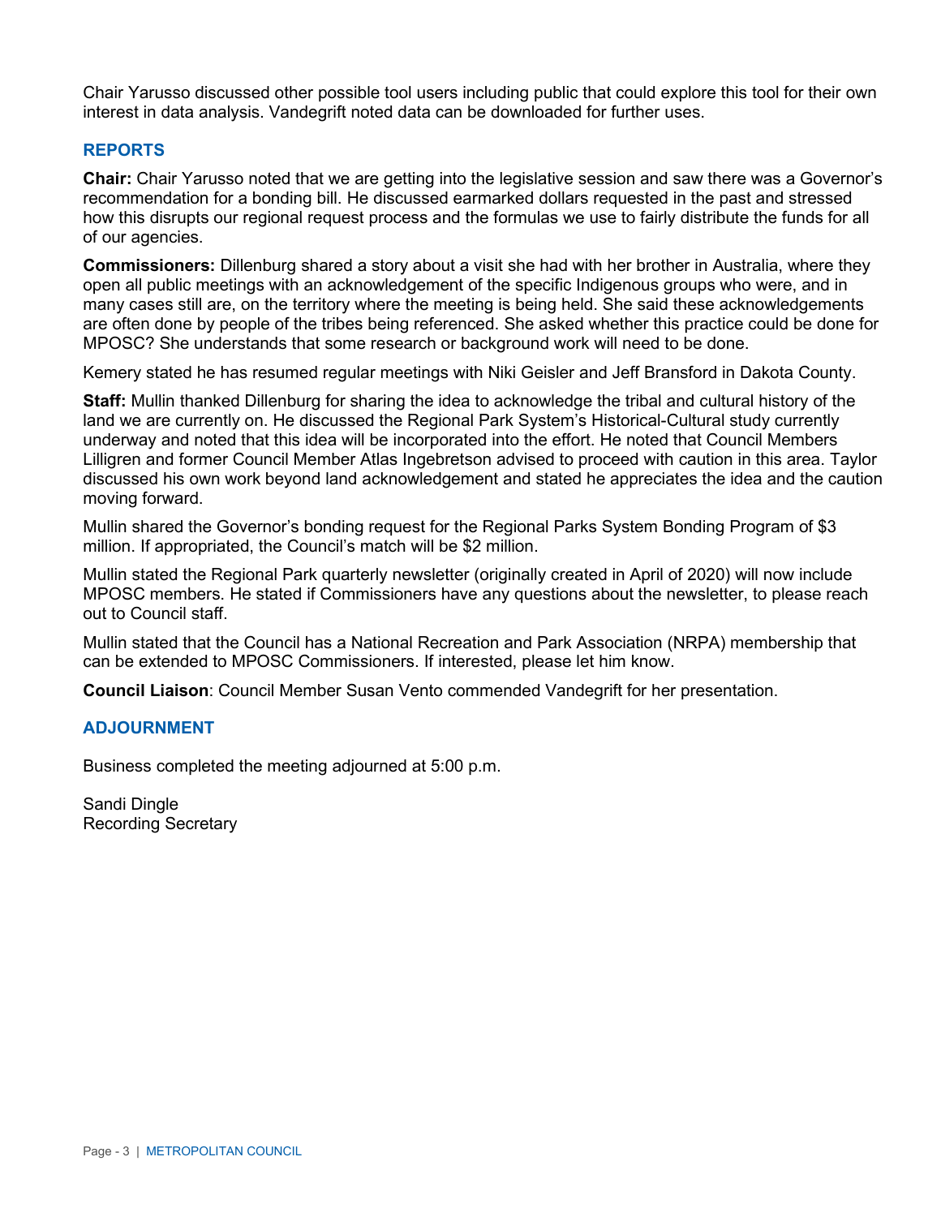Chair Yarusso discussed other possible tool users including public that could explore this tool for their own interest in data analysis. Vandegrift noted data can be downloaded for further uses.

## REPORTS

**Chair:** Chair Yarusso noted that we are getting into the legislative session and saw there was a Governor's recommendation for a bonding bill. He discussed earmarked dollars requested in the past and stressed how this disrupts our regional request process and the formulas we use to fairly distribute the funds for all of our agencies.

**Commissioners:** Dillenburg shared a story about a visit she had with her brother in Australia, where they open all public meetings with an acknowledgement of the specific Indigenous groups who were, and in many cases still are, on the territory where the meeting is being held. She said these acknowledgements are often done by people of the tribes being referenced. She asked whether this practice could be done for MPOSC? She understands that some research or background work will need to be done.

Kemery stated he has resumed regular meetings with Niki Geisler and Jeff Bransford in Dakota County.

**Staff:** Mullin thanked Dillenburg for sharing the idea to acknowledge the tribal and cultural history of the land we are currently on. He discussed the Regional Park System's Historical-Cultural study currently underway and noted that this idea will be incorporated into the effort. He noted that Council Members Lilligren and former Council Member Atlas Ingebretson advised to proceed with caution in this area. Taylor discussed his own work beyond land acknowledgement and stated he appreciates the idea and the caution moving forward.

Mullin shared the Governor's bonding request for the Regional Parks System Bonding Program of $3 million. If appropriated, the Council's match will be $2 million.

Mullin stated the Regional Park quarterly newsletter (originally created in April of 2020) will now include MPOSC members. He stated if Commissioners have any questions about the newsletter, to please reach out to Council staff.

Mullin stated that the Council has a National Recreation and Park Association (NRPA) membership that can be extended to MPOSC Commissioners. If interested, please let him know.

**Council Liaison**: Council Member Susan Vento commended Vandegrift for her presentation.

## ADJOURNMENT

Business completed the meeting adjourned at 5:00 p.m.

Sandi Dingle
Recording Secretary